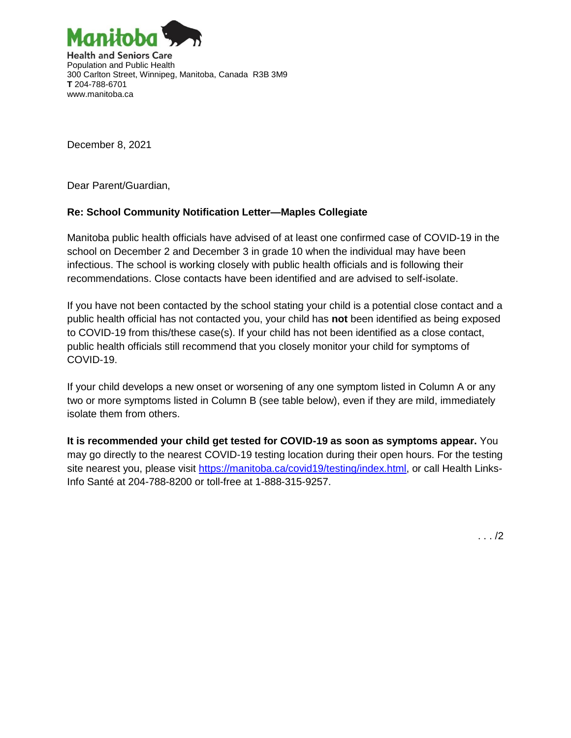**Health and Seniors Care**
Population and Public Health
300 Carlton Street, Winnipeg, Manitoba, Canada R3B 3M9
**T** 204-788-6701
www.manitoba.ca

December 8, 2021

Dear Parent/Guardian,

**Re: School Community Notification Letter—Maples Collegiate**

Manitoba public health officials have advised of at least one confirmed case of COVID-19 in the school on December 2 and December 3 in grade 10 when the individual may have been infectious. The school is working closely with public health officials and is following their recommendations. Close contacts have been identified and are advised to self-isolate.

If you have not been contacted by the school stating your child is a potential close contact and a public health official has not contacted you, your child has **not** been identified as being exposed to COVID-19 from this/these case(s). If your child has not been identified as a close contact, public health officials still recommend that you closely monitor your child for symptoms of COVID-19.

If your child develops a new onset or worsening of any one symptom listed in Column A or any two or more symptoms listed in Column B (see table below), even if they are mild, immediately isolate them from others.

**It is recommended your child get tested for COVID-19 as soon as symptoms appear.** You may go directly to the nearest COVID-19 testing location during their open hours. For the testing site nearest you, please visit [https://manitoba.ca/covid19/testing/index.html](https://manitoba.ca/covid19/testing/index.html), or call Health Links-Info Santé at 204-788-8200 or toll-free at 1-888-315-9257.

. . . /2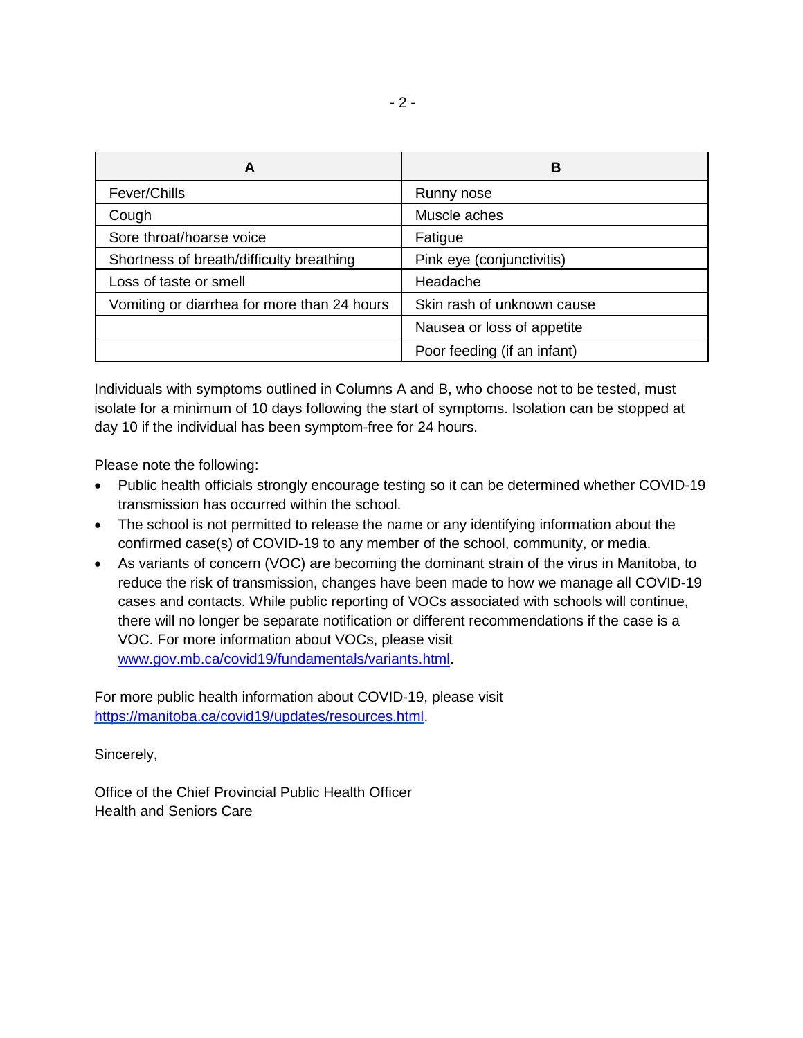| A | B |
|---|---|
| Fever/Chills | Runny nose |
| Cough | Muscle aches |
| Sore throat/hoarse voice | Fatigue |
| Shortness of breath/difficulty breathing | Pink eye (conjunctivitis) |
| Loss of taste or smell | Headache |
| Vomiting or diarrhea for more than 24 hours | Skin rash of unknown cause |
| | Nausea or loss of appetite |
| | Poor feeding (if an infant) |

Individuals with symptoms outlined in Columns A and B, who choose not to be tested, must isolate for a minimum of 10 days following the start of symptoms. Isolation can be stopped at day 10 if the individual has been symptom-free for 24 hours.

Please note the following:

- Public health officials strongly encourage testing so it can be determined whether COVID-19 transmission has occurred within the school.
- The school is not permitted to release the name or any identifying information about the confirmed case(s) of COVID-19 to any member of the school, community, or media.
- As variants of concern (VOC) are becoming the dominant strain of the virus in Manitoba, to reduce the risk of transmission, changes have been made to how we manage all COVID-19 cases and contacts. While public reporting of VOCs associated with schools will continue, there will no longer be separate notification or different recommendations if the case is a VOC. For more information about VOCs, please visit www.gov.mb.ca/covid19/fundamentals/variants.html.

For more public health information about COVID-19, please visit https://manitoba.ca/covid19/updates/resources.html.

Sincerely,

Office of the Chief Provincial Public Health Officer
Health and Seniors Care